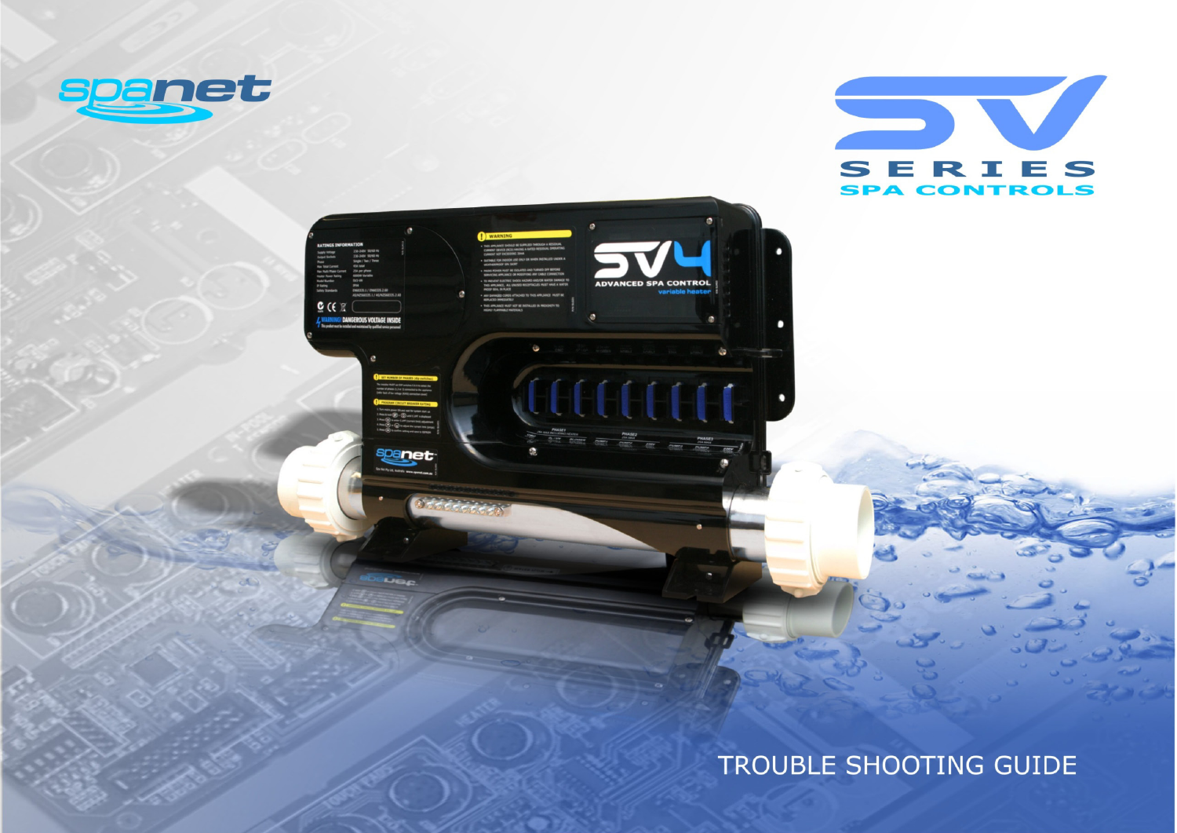spanet

# SV SERIES

## SPA CONTROLS

# TROUBLE SHOOTING GUIDE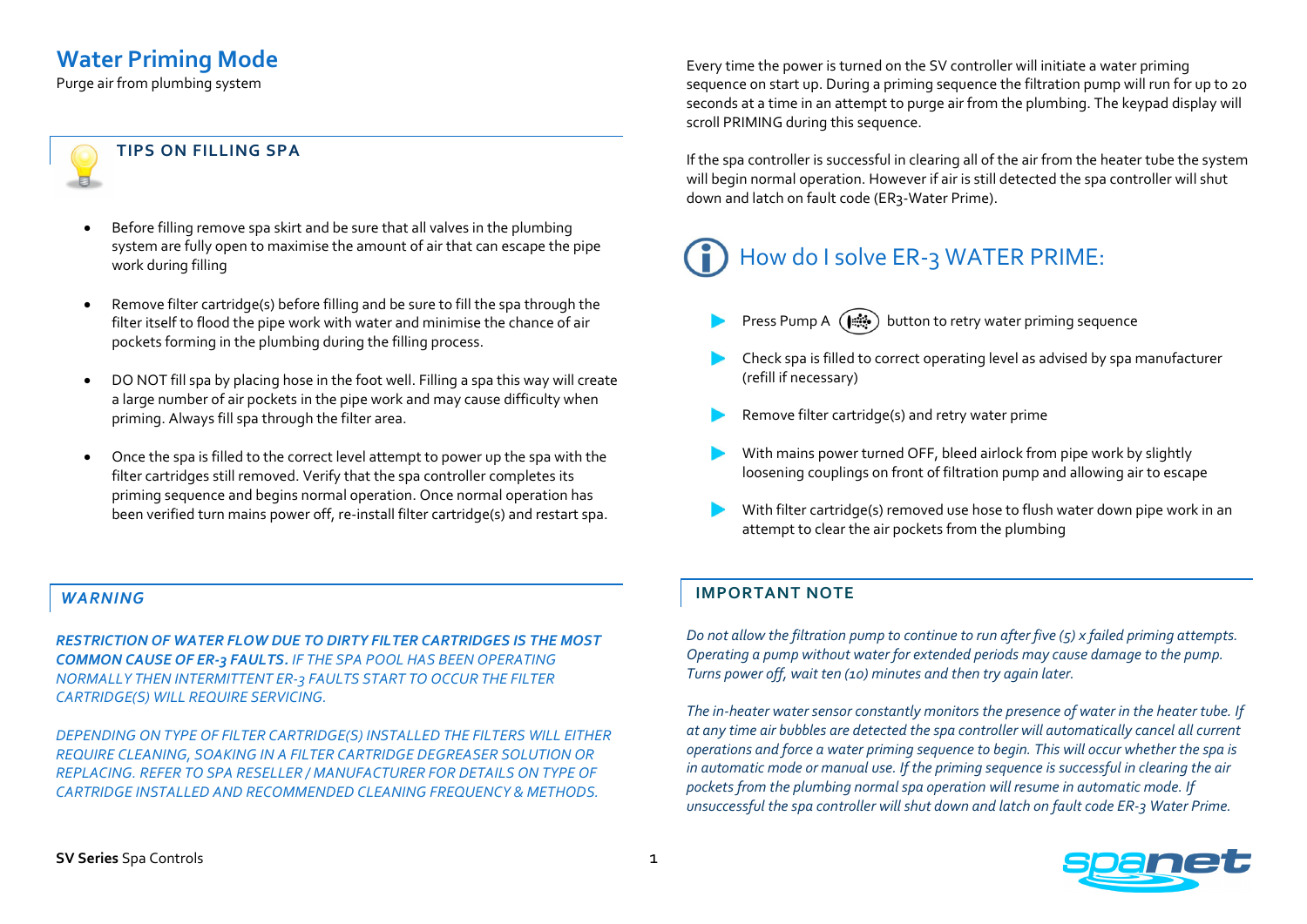# Water Priming Mode

Purge air from plumbing system

### TIPS ON FILLING SPA

- Before filling remove spa skirt and be sure that all valves in the plumbing system are fully open to maximise the amount of air that can escape the pipe work during filling
- Remove filter cartridge(s) before filling and be sure to fill the spa through the filter itself to flood the pipe work with water and minimise the chance of air pockets forming in the plumbing during the filling process.
- DO NOT fill spa by placing hose in the foot well. Filling a spa this way will create a large number of air pockets in the pipe work and may cause difficulty when priming. Always fill spa through the filter area.
- Once the spa is filled to the correct level attempt to power up the spa with the filter cartridges still removed. Verify that the spa controller completes its priming sequence and begins normal operation. Once normal operation has been verified turn mains power off, re-install filter cartridge(s) and restart spa.

### *WARNING*

***RESTRICTION OF WATER FLOW DUE TO DIRTY FILTER CARTRIDGES IS THE MOST COMMON CAUSE OF ER-3 FAULTS.*** *IF THE SPA POOL HAS BEEN OPERATING NORMALLY THEN INTERMITTENT ER-3 FAULTS START TO OCCUR THE FILTER CARTRIDGE(S) WILL REQUIRE SERVICING.*

*DEPENDING ON TYPE OF FILTER CARTRIDGE(S) INSTALLED THE FILTERS WILL EITHER REQUIRE CLEANING, SOAKING IN A FILTER CARTRIDGE DEGREASER SOLUTION OR REPLACING. REFER TO SPA RESELLER / MANUFACTURER FOR DETAILS ON TYPE OF CARTRIDGE INSTALLED AND RECOMMENDED CLEANING FREQUENCY & METHODS.*

Every time the power is turned on the SV controller will initiate a water priming sequence on start up. During a priming sequence the filtration pump will run for up to 20 seconds at a time in an attempt to purge air from the plumbing. The keypad display will scroll PRIMING during this sequence.

If the spa controller is successful in clearing all of the air from the heater tube the system will begin normal operation. However if air is still detected the spa controller will shut down and latch on fault code (ER3-Water Prime).

## How do I solve ER-3 WATER PRIME:

- Press Pump A button to retry water priming sequence
- Check spa is filled to correct operating level as advised by spa manufacturer (refill if necessary)
- Remove filter cartridge(s) and retry water prime
- With mains power turned OFF, bleed airlock from pipe work by slightly loosening couplings on front of filtration pump and allowing air to escape
- With filter cartridge(s) removed use hose to flush water down pipe work in an attempt to clear the air pockets from the plumbing

### IMPORTANT NOTE

*Do not allow the filtration pump to continue to run after five (5) x failed priming attempts. Operating a pump without water for extended periods may cause damage to the pump. Turns power off, wait ten (10) minutes and then try again later.*

*The in-heater water sensor constantly monitors the presence of water in the heater tube. If at any time air bubbles are detected the spa controller will automatically cancel all current operations and force a water priming sequence to begin. This will occur whether the spa is in automatic mode or manual use. If the priming sequence is successful in clearing the air pockets from the plumbing normal spa operation will resume in automatic mode. If unsuccessful the spa controller will shut down and latch on fault code ER-3 Water Prime.*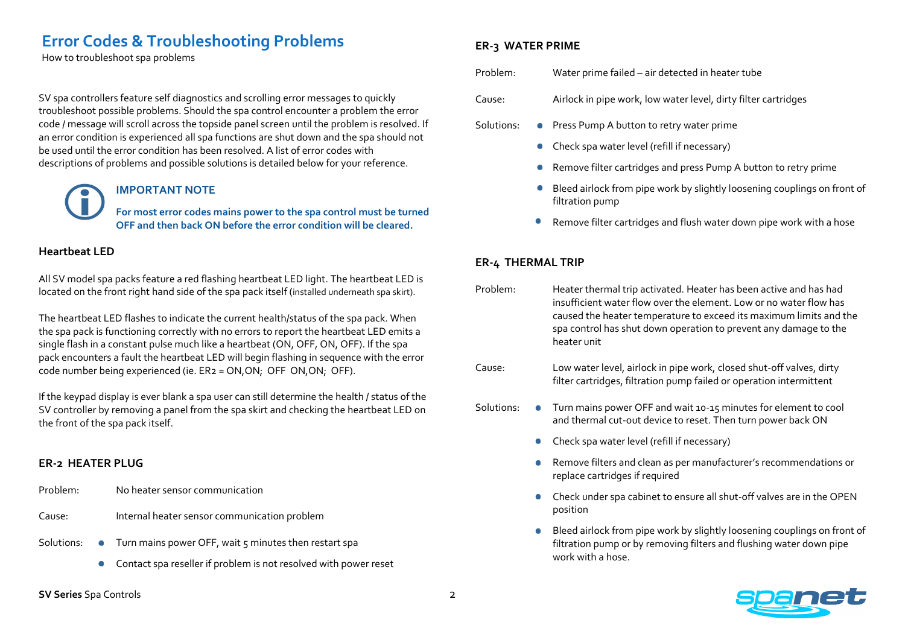# Error Codes & Troubleshooting Problems

How to troubleshoot spa problems

SV spa controllers feature self diagnostics and scrolling error messages to quickly troubleshoot possible problems. Should the spa control encounter a problem the error code / message will scroll across the topside panel screen until the problem is resolved. If an error condition is experienced all spa functions are shut down and the spa should not be used until the error condition has been resolved. A list of error codes with descriptions of problems and possible solutions is detailed below for your reference.

### IMPORTANT NOTE

**For most error codes mains power to the spa control must be turned OFF and then back ON before the error condition will be cleared.**

### Heartbeat LED

All SV model spa packs feature a red flashing heartbeat LED light. The heartbeat LED is located on the front right hand side of the spa pack itself (installed underneath spa skirt).

The heartbeat LED flashes to indicate the current health/status of the spa pack. When the spa pack is functioning correctly with no errors to report the heartbeat LED emits a single flash in a constant pulse much like a heartbeat (ON, OFF, ON, OFF). If the spa pack encounters a fault the heartbeat LED will begin flashing in sequence with the error code number being experienced (ie. ER2 = ON,ON; OFF ON,ON; OFF).

If the keypad display is ever blank a spa user can still determine the health / status of the SV controller by removing a panel from the spa skirt and checking the heartbeat LED on the front of the spa pack itself.

### ER-2 HEATER PLUG

Problem: No heater sensor communication

Cause: Internal heater sensor communication problem

Solutions:

- Turn mains power OFF, wait 5 minutes then restart spa
- Contact spa reseller if problem is not resolved with power reset

### ER-3 WATER PRIME

Problem: Water prime failed – air detected in heater tube

Cause: Airlock in pipe work, low water level, dirty filter cartridges

Solutions:

- Press Pump A button to retry water prime
- Check spa water level (refill if necessary)
- Remove filter cartridges and press Pump A button to retry prime
- Bleed airlock from pipe work by slightly loosening couplings on front of filtration pump
- Remove filter cartridges and flush water down pipe work with a hose

### ER-4 THERMAL TRIP

Problem: Heater thermal trip activated. Heater has been active and has had insufficient water flow over the element. Low or no water flow has caused the heater temperature to exceed its maximum limits and the spa control has shut down operation to prevent any damage to the heater unit

Cause: Low water level, airlock in pipe work, closed shut-off valves, dirty filter cartridges, filtration pump failed or operation intermittent

Solutions:

- Turn mains power OFF and wait 10-15 minutes for element to cool and thermal cut-out device to reset. Then turn power back ON
- Check spa water level (refill if necessary)
- Remove filters and clean as per manufacturer's recommendations or replace cartridges if required
- Check under spa cabinet to ensure all shut-off valves are in the OPEN position
- Bleed airlock from pipe work by slightly loosening couplings on front of filtration pump or by removing filters and flushing water down pipe work with a hose.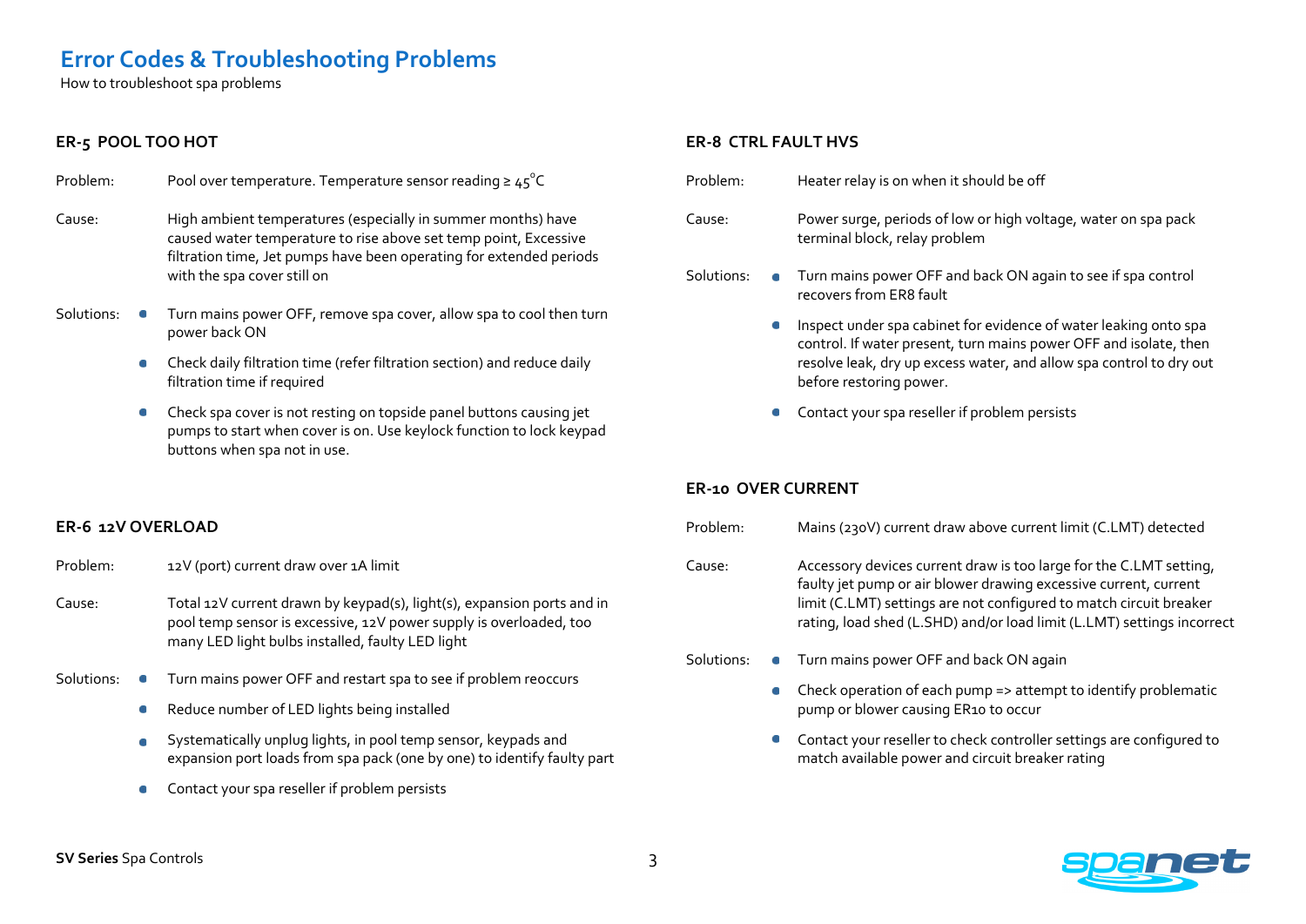# Error Codes & Troubleshooting Problems

How to troubleshoot spa problems

### ER-5 POOL TOO HOT

**Problem:** Pool over temperature. Temperature sensor reading ≥ 45°C

**Cause:** High ambient temperatures (especially in summer months) have caused water temperature to rise above set temp point, Excessive filtration time, Jet pumps have been operating for extended periods with the spa cover still on

**Solutions:**

- Turn mains power OFF, remove spa cover, allow spa to cool then turn power back ON
- Check daily filtration time (refer filtration section) and reduce daily filtration time if required
- Check spa cover is not resting on topside panel buttons causing jet pumps to start when cover is on. Use keylock function to lock keypad buttons when spa not in use.

### ER-6 12V OVERLOAD

**Problem:** 12V (port) current draw over 1A limit

**Cause:** Total 12V current drawn by keypad(s), light(s), expansion ports and in pool temp sensor is excessive, 12V power supply is overloaded, too many LED light bulbs installed, faulty LED light

**Solutions:**

- Turn mains power OFF and restart spa to see if problem reoccurs
- Reduce number of LED lights being installed
- Systematically unplug lights, in pool temp sensor, keypads and expansion port loads from spa pack (one by one) to identify faulty part
- Contact your spa reseller if problem persists

### ER-8 CTRL FAULT HVS

**Problem:** Heater relay is on when it should be off

**Cause:** Power surge, periods of low or high voltage, water on spa pack terminal block, relay problem

**Solutions:**

- Turn mains power OFF and back ON again to see if spa control recovers from ER8 fault
- Inspect under spa cabinet for evidence of water leaking onto spa control. If water present, turn mains power OFF and isolate, then resolve leak, dry up excess water, and allow spa control to dry out before restoring power.
- Contact your spa reseller if problem persists

### ER-10 OVER CURRENT

**Problem:** Mains (230V) current draw above current limit (C.LMT) detected

**Cause:** Accessory devices current draw is too large for the C.LMT setting, faulty jet pump or air blower drawing excessive current, current limit (C.LMT) settings are not configured to match circuit breaker rating, load shed (L.SHD) and/or load limit (L.LMT) settings incorrect

**Solutions:**

- Turn mains power OFF and back ON again
- Check operation of each pump => attempt to identify problematic pump or blower causing ER10 to occur
- Contact your reseller to check controller settings are configured to match available power and circuit breaker rating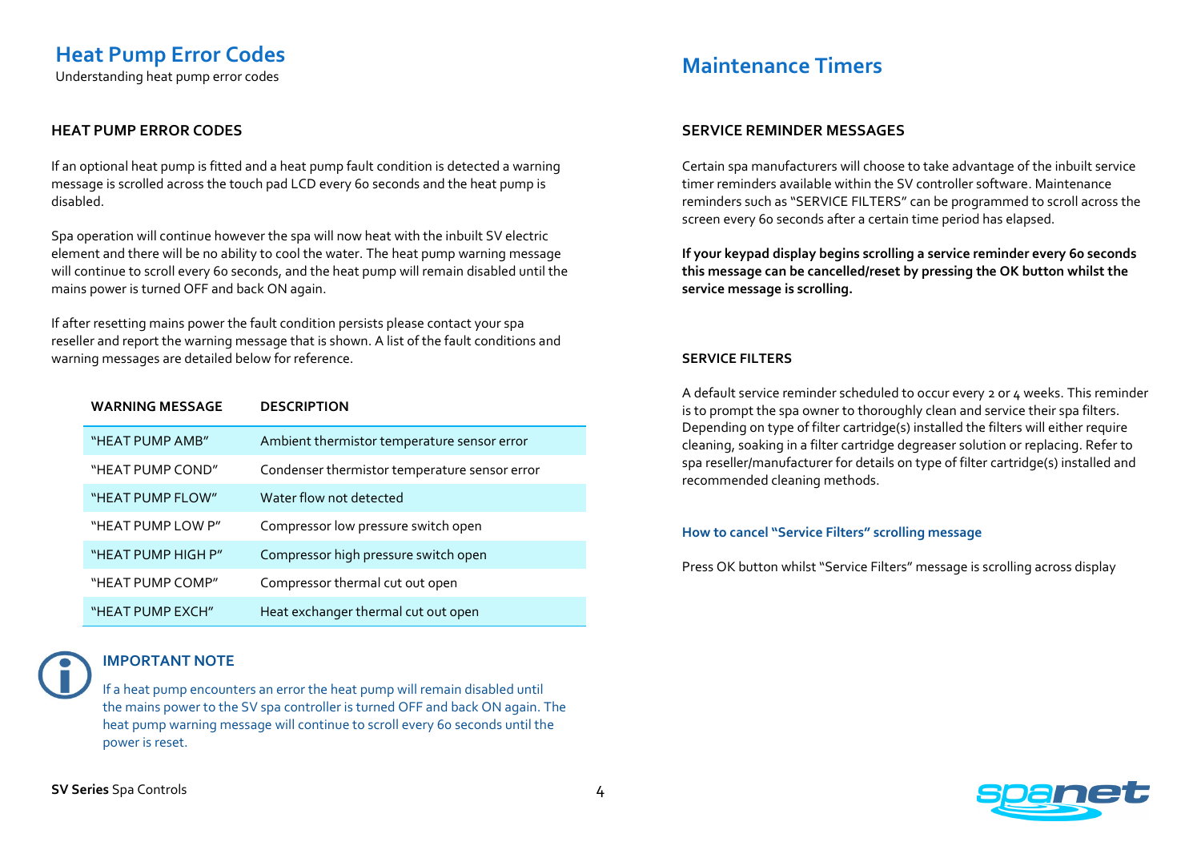# Heat Pump Error Codes

Understanding heat pump error codes

## HEAT PUMP ERROR CODES

If an optional heat pump is fitted and a heat pump fault condition is detected a warning message is scrolled across the touch pad LCD every 60 seconds and the heat pump is disabled.

Spa operation will continue however the spa will now heat with the inbuilt SV electric element and there will be no ability to cool the water. The heat pump warning message will continue to scroll every 60 seconds, and the heat pump will remain disabled until the mains power is turned OFF and back ON again.

If after resetting mains power the fault condition persists please contact your spa reseller and report the warning message that is shown. A list of the fault conditions and warning messages are detailed below for reference.

| WARNING MESSAGE | DESCRIPTION |
| --- | --- |
| "HEAT PUMP AMB" | Ambient thermistor temperature sensor error |
| "HEAT PUMP COND" | Condenser thermistor temperature sensor error |
| "HEAT PUMP FLOW" | Water flow not detected |
| "HEAT PUMP LOW P" | Compressor low pressure switch open |
| "HEAT PUMP HIGH P" | Compressor high pressure switch open |
| "HEAT PUMP COMP" | Compressor thermal cut out open |
| "HEAT PUMP EXCH" | Heat exchanger thermal cut out open |

### IMPORTANT NOTE

If a heat pump encounters an error the heat pump will remain disabled until the mains power to the SV spa controller is turned OFF and back ON again. The heat pump warning message will continue to scroll every 60 seconds until the power is reset.

# Maintenance Timers

## SERVICE REMINDER MESSAGES

Certain spa manufacturers will choose to take advantage of the inbuilt service timer reminders available within the SV controller software. Maintenance reminders such as "SERVICE FILTERS" can be programmed to scroll across the screen every 60 seconds after a certain time period has elapsed.

**If your keypad display begins scrolling a service reminder every 60 seconds this message can be cancelled/reset by pressing the OK button whilst the service message is scrolling.**

### SERVICE FILTERS

A default service reminder scheduled to occur every 2 or 4 weeks. This reminder is to prompt the spa owner to thoroughly clean and service their spa filters. Depending on type of filter cartridge(s) installed the filters will either require cleaning, soaking in a filter cartridge degreaser solution or replacing. Refer to spa reseller/manufacturer for details on type of filter cartridge(s) installed and recommended cleaning methods.

#### How to cancel "Service Filters" scrolling message

Press OK button whilst "Service Filters" message is scrolling across display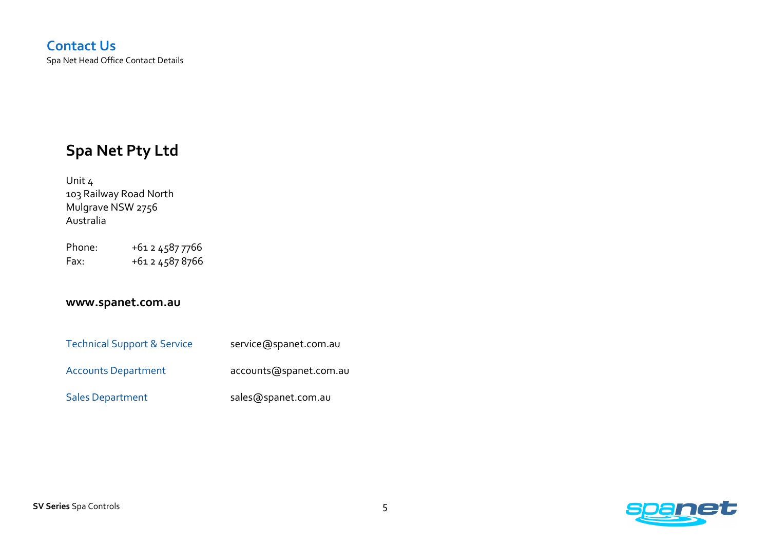## Contact Us

Spa Net Head Office Contact Details

### Spa Net Pty Ltd

Unit 4
103 Railway Road North
Mulgrave NSW 2756
Australia

| | |
|---|---|
| Phone: | +61 2 4587 7766 |
| Fax: | +61 2 4587 8766 |

**www.spanet.com.au**

| | |
|---|---|
| Technical Support & Service | service@spanet.com.au |
| Accounts Department | accounts@spanet.com.au |
| Sales Department | sales@spanet.com.au |